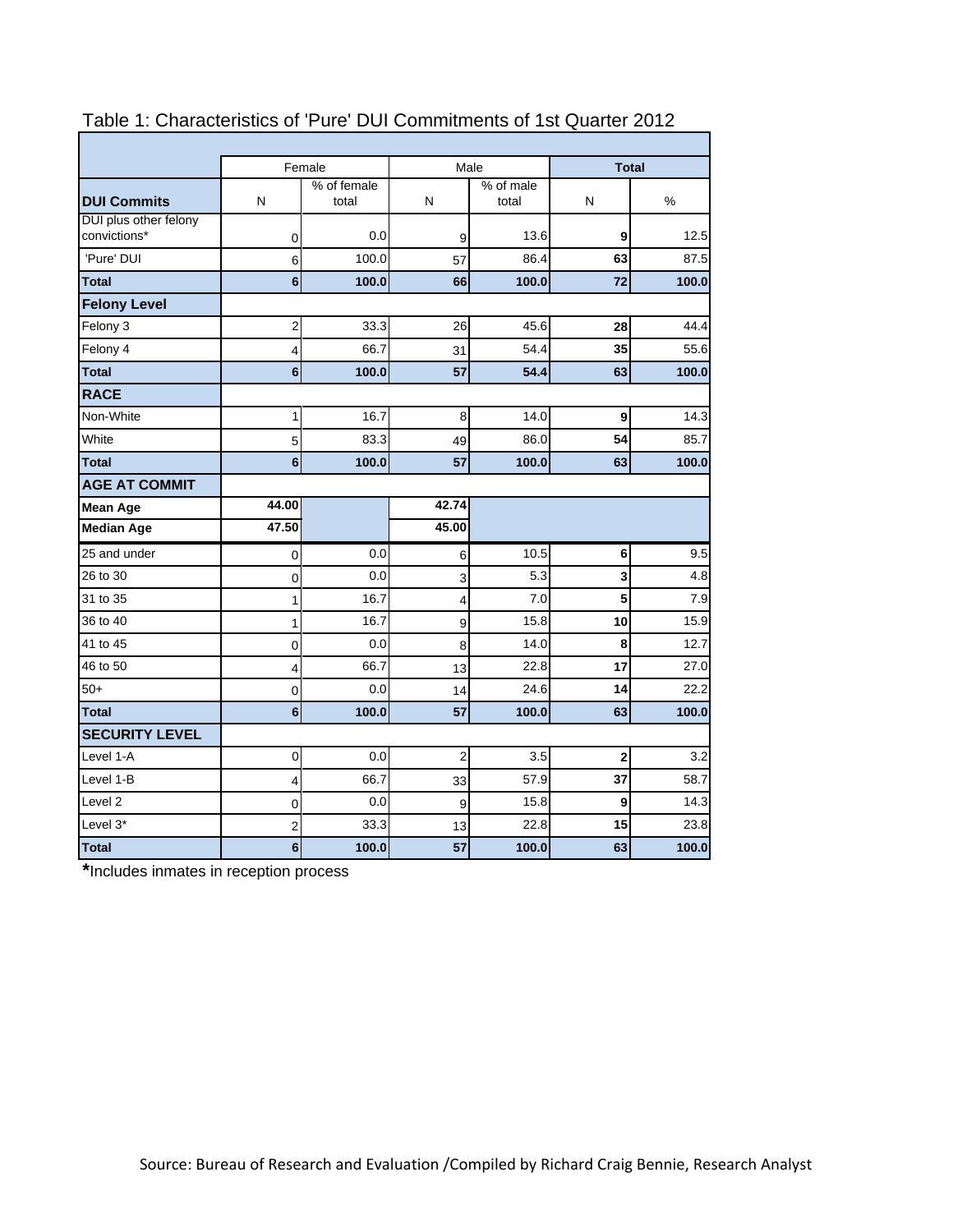# Table 1: Characteristics of 'Pure' DUI Commitments of 1st Quarter 2012

| | Female | | Male | | **Total** | |
|---|---|---|---|---|---|---|
| **DUI Commits** | N | % of female total | N | % of male total | N | % |
| DUI plus other felony convictions* | 0 | 0.0 | 9 | 13.6 | **9** | 12.5 |
| 'Pure' DUI | 6 | 100.0 | 57 | 86.4 | **63** | 87.5 |
| **Total** | **6** | **100.0** | **66** | **100.0** | **72** | **100.0** |
| **Felony Level** | | | | | | |
| Felony 3 | 2 | 33.3 | 26 | 45.6 | **28** | 44.4 |
| Felony 4 | 4 | 66.7 | 31 | 54.4 | **35** | 55.6 |
| **Total** | **6** | **100.0** | **57** | **54.4** | **63** | **100.0** |
| **RACE** | | | | | | |
| Non-White | 1 | 16.7 | 8 | 14.0 | **9** | 14.3 |
| White | 5 | 83.3 | 49 | 86.0 | **54** | 85.7 |
| **Total** | **6** | **100.0** | **57** | **100.0** | **63** | **100.0** |
| **AGE AT COMMIT** | | | | | | |
| **Mean Age** | **44.00** | | **42.74** | | | |
| **Median Age** | **47.50** | | **45.00** | | | |
| 25 and under | 0 | 0.0 | 6 | 10.5 | **6** | 9.5 |
| 26 to 30 | 0 | 0.0 | 3 | 5.3 | **3** | 4.8 |
| 31 to 35 | 1 | 16.7 | 4 | 7.0 | **5** | 7.9 |
| 36 to 40 | 1 | 16.7 | 9 | 15.8 | **10** | 15.9 |
| 41 to 45 | 0 | 0.0 | 8 | 14.0 | **8** | 12.7 |
| 46 to 50 | 4 | 66.7 | 13 | 22.8 | **17** | 27.0 |
| 50+ | 0 | 0.0 | 14 | 24.6 | **14** | 22.2 |
| **Total** | **6** | **100.0** | **57** | **100.0** | **63** | **100.0** |
| **SECURITY LEVEL** | | | | | | |
| Level 1-A | 0 | 0.0 | 2 | 3.5 | **2** | 3.2 |
| Level 1-B | 4 | 66.7 | 33 | 57.9 | **37** | 58.7 |
| Level 2 | 0 | 0.0 | 9 | 15.8 | **9** | 14.3 |
| Level 3* | 2 | 33.3 | 13 | 22.8 | **15** | 23.8 |
| **Total** | **6** | **100.0** | **57** | **100.0** | **63** | **100.0** |

**\***Includes inmates in reception process

Source: Bureau of Research and Evaluation /Compiled by Richard Craig Bennie, Research Analyst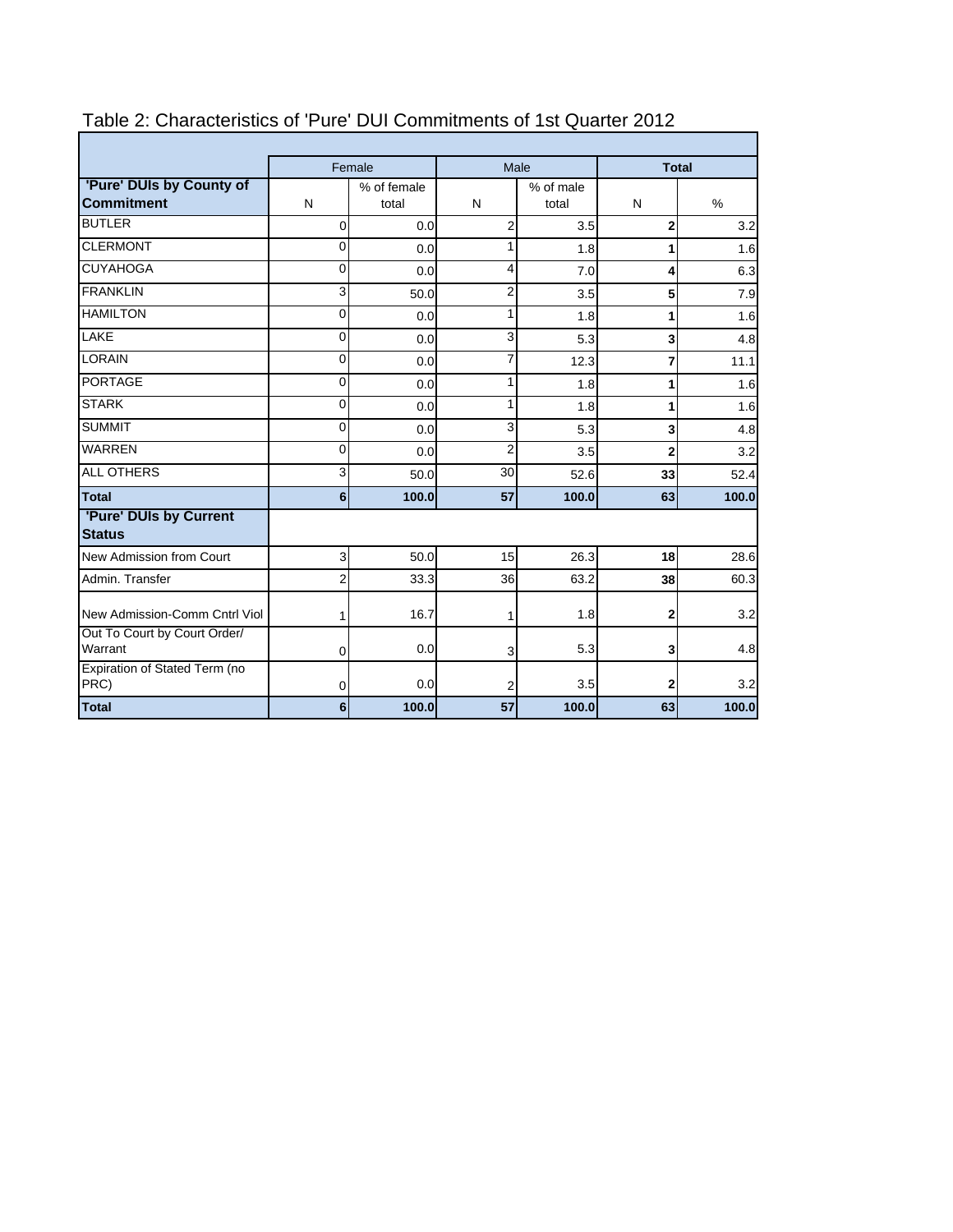# Table 2: Characteristics of 'Pure' DUI Commitments of 1st Quarter 2012

| | Female | | Male | | Total | |
|---|---|---|---|---|---|---|
| **'Pure' DUIs by County of Commitment** | N | % of female total | N | % of male total | N | % |
| BUTLER | 0 | 0.0 | 2 | 3.5 | **2** | 3.2 |
| CLERMONT | 0 | 0.0 | 1 | 1.8 | **1** | 1.6 |
| CUYAHOGA | 0 | 0.0 | 4 | 7.0 | **4** | 6.3 |
| FRANKLIN | 3 | 50.0 | 2 | 3.5 | **5** | 7.9 |
| HAMILTON | 0 | 0.0 | 1 | 1.8 | **1** | 1.6 |
| LAKE | 0 | 0.0 | 3 | 5.3 | **3** | 4.8 |
| LORAIN | 0 | 0.0 | 7 | 12.3 | **7** | 11.1 |
| PORTAGE | 0 | 0.0 | 1 | 1.8 | **1** | 1.6 |
| STARK | 0 | 0.0 | 1 | 1.8 | **1** | 1.6 |
| SUMMIT | 0 | 0.0 | 3 | 5.3 | **3** | 4.8 |
| WARREN | 0 | 0.0 | 2 | 3.5 | **2** | 3.2 |
| ALL OTHERS | 3 | 50.0 | 30 | 52.6 | **33** | 52.4 |
| **Total** | **6** | **100.0** | **57** | **100.0** | **63** | **100.0** |
| **'Pure' DUIs by Current Status** | | | | | | |
| New Admission from Court | 3 | 50.0 | 15 | 26.3 | **18** | 28.6 |
| Admin. Transfer | 2 | 33.3 | 36 | 63.2 | **38** | 60.3 |
| New Admission-Comm Cntrl Viol | 1 | 16.7 | 1 | 1.8 | **2** | 3.2 |
| Out To Court by Court Order/ Warrant | 0 | 0.0 | 3 | 5.3 | **3** | 4.8 |
| Expiration of Stated Term (no PRC) | 0 | 0.0 | 2 | 3.5 | **2** | 3.2 |
| **Total** | **6** | **100.0** | **57** | **100.0** | **63** | **100.0** |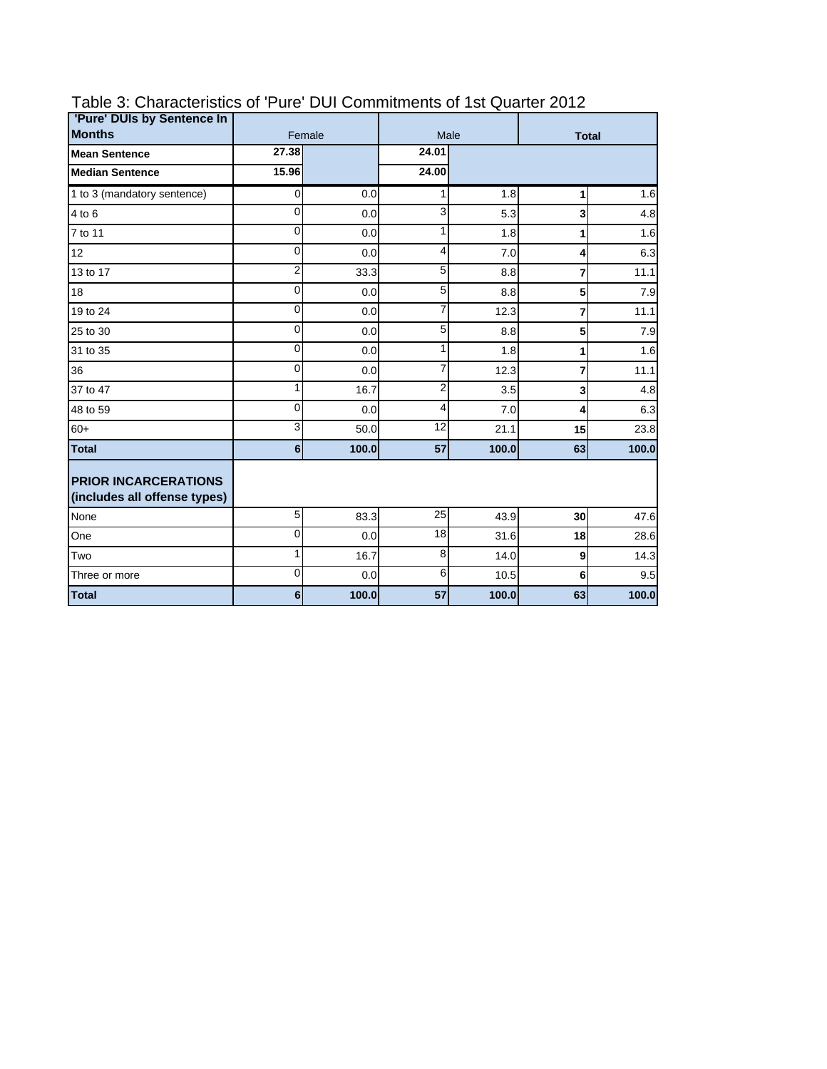# Table 3: Characteristics of 'Pure' DUI Commitments of 1st Quarter 2012

| 'Pure' DUIs by Sentence In Months | Female | | Male | | Total | |
|---|---|---|---|---|---|---|
| Mean Sentence | 27.38 | | 24.01 | | | |
| Median Sentence | 15.96 | | 24.00 | | | |
| 1 to 3 (mandatory sentence) | 0 | 0.0 | 1 | 1.8 | **1** | 1.6 |
| 4 to 6 | 0 | 0.0 | 3 | 5.3 | **3** | 4.8 |
| 7 to 11 | 0 | 0.0 | 1 | 1.8 | **1** | 1.6 |
| 12 | 0 | 0.0 | 4 | 7.0 | **4** | 6.3 |
| 13 to 17 | 2 | 33.3 | 5 | 8.8 | **7** | 11.1 |
| 18 | 0 | 0.0 | 5 | 8.8 | **5** | 7.9 |
| 19 to 24 | 0 | 0.0 | 7 | 12.3 | **7** | 11.1 |
| 25 to 30 | 0 | 0.0 | 5 | 8.8 | **5** | 7.9 |
| 31 to 35 | 0 | 0.0 | 1 | 1.8 | **1** | 1.6 |
| 36 | 0 | 0.0 | 7 | 12.3 | **7** | 11.1 |
| 37 to 47 | 1 | 16.7 | 2 | 3.5 | **3** | 4.8 |
| 48 to 59 | 0 | 0.0 | 4 | 7.0 | **4** | 6.3 |
| 60+ | 3 | 50.0 | 12 | 21.1 | **15** | 23.8 |
| **Total** | **6** | **100.0** | **57** | **100.0** | **63** | **100.0** |
| **PRIOR INCARCERATIONS (includes all offense types)** | | | | | | |
| None | 5 | 83.3 | 25 | 43.9 | **30** | 47.6 |
| One | 0 | 0.0 | 18 | 31.6 | **18** | 28.6 |
| Two | 1 | 16.7 | 8 | 14.0 | **9** | 14.3 |
| Three or more | 0 | 0.0 | 6 | 10.5 | **6** | 9.5 |
| **Total** | **6** | **100.0** | **57** | **100.0** | **63** | **100.0** |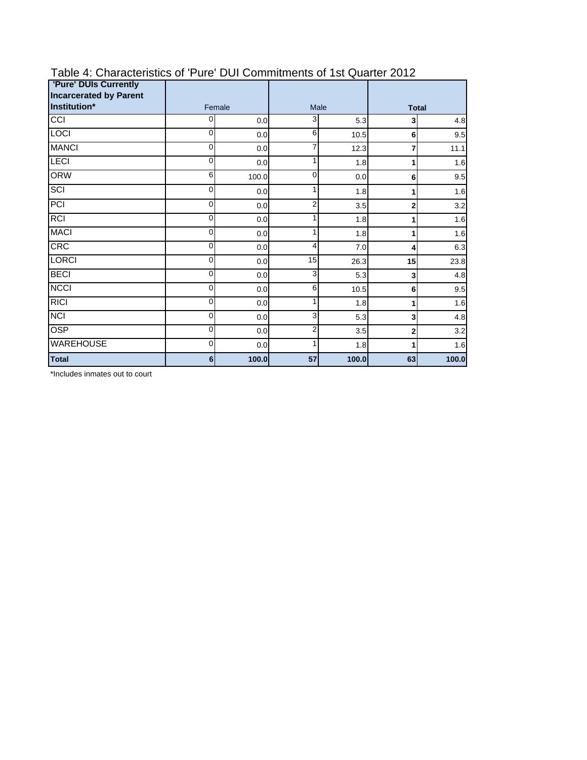# Table 4: Characteristics of 'Pure' DUI Commitments of 1st Quarter 2012

| 'Pure' DUIs Currently Incarcerated by Parent Institution* | Female | | Male | | Total | |
|---|---|---|---|---|---|---|
| CCI | 0 | 0.0 | 3 | 5.3 | **3** | 4.8 |
| LOCI | 0 | 0.0 | 6 | 10.5 | **6** | 9.5 |
| MANCI | 0 | 0.0 | 7 | 12.3 | **7** | 11.1 |
| LECI | 0 | 0.0 | 1 | 1.8 | **1** | 1.6 |
| ORW | 6 | 100.0 | 0 | 0.0 | **6** | 9.5 |
| SCI | 0 | 0.0 | 1 | 1.8 | **1** | 1.6 |
| PCI | 0 | 0.0 | 2 | 3.5 | **2** | 3.2 |
| RCI | 0 | 0.0 | 1 | 1.8 | **1** | 1.6 |
| MACI | 0 | 0.0 | 1 | 1.8 | **1** | 1.6 |
| CRC | 0 | 0.0 | 4 | 7.0 | **4** | 6.3 |
| LORCI | 0 | 0.0 | 15 | 26.3 | **15** | 23.8 |
| BECI | 0 | 0.0 | 3 | 5.3 | **3** | 4.8 |
| NCCI | 0 | 0.0 | 6 | 10.5 | **6** | 9.5 |
| RICI | 0 | 0.0 | 1 | 1.8 | **1** | 1.6 |
| NCI | 0 | 0.0 | 3 | 5.3 | **3** | 4.8 |
| OSP | 0 | 0.0 | 2 | 3.5 | **2** | 3.2 |
| WAREHOUSE | 0 | 0.0 | 1 | 1.8 | **1** | 1.6 |
| **Total** | **6** | **100.0** | **57** | **100.0** | **63** | **100.0** |

*Includes inmates out to court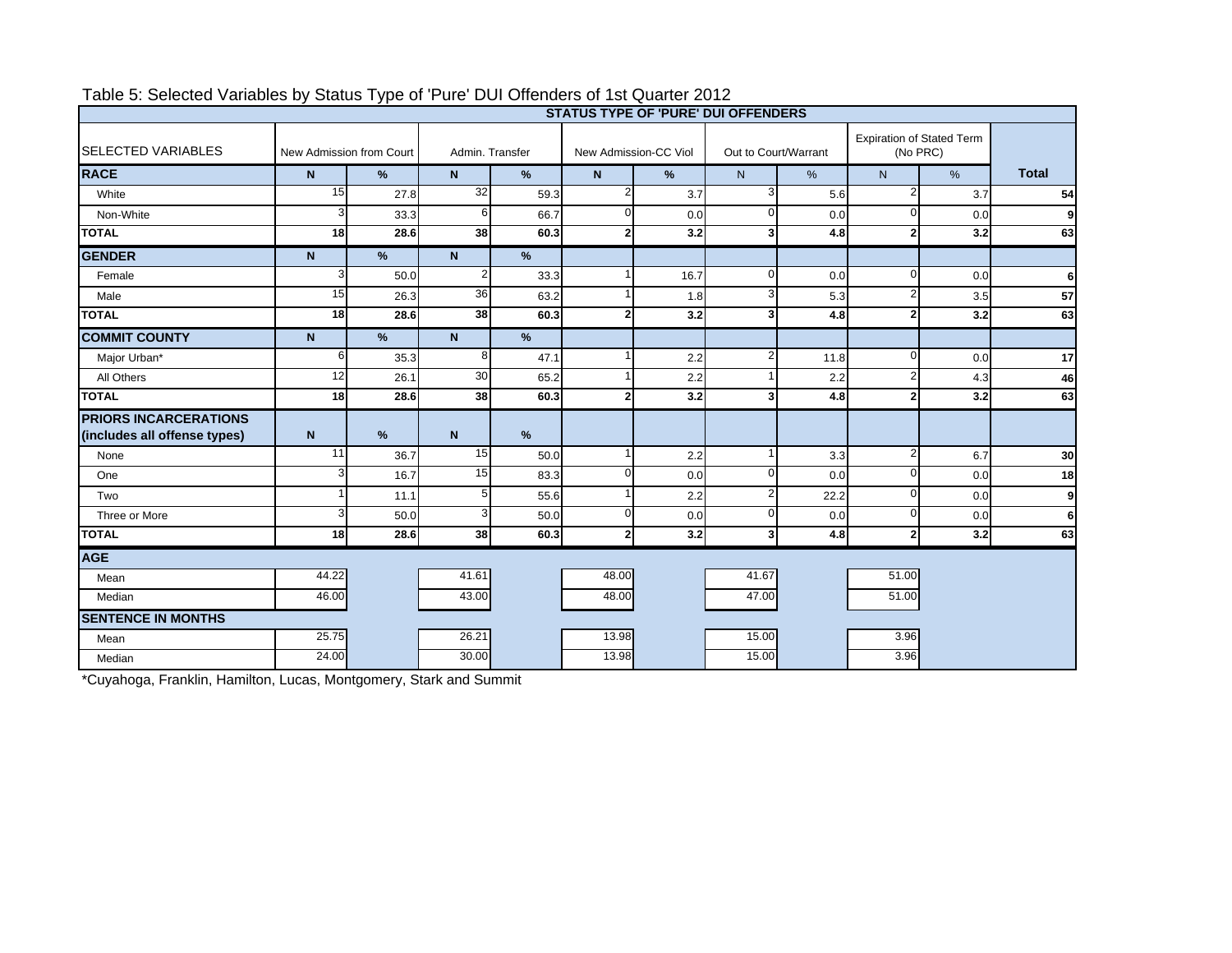Table 5: Selected Variables by Status Type of 'Pure' DUI Offenders of 1st Quarter 2012

| SELECTED VARIABLES | STATUS TYPE OF 'PURE' DUI OFFENDERS | | | | | | | | | | |
|---|---|---|---|---|---|---|---|---|---|---|---|
| | New Admission from Court | | Admin. Transfer | | New Admission-CC Viol | | Out to Court/Warrant | | Expiration of Stated Term (No PRC) | | |
| **RACE** | **N** | **%** | **N** | **%** | **N** | **%** | N | % | N | % | **Total** |
| White | 15 | 27.8 | 32 | 59.3 | 2 | 3.7 | 3 | 5.6 | 2 | 3.7 | **54** |
| Non-White | 3 | 33.3 | 6 | 66.7 | 0 | 0.0 | 0 | 0.0 | 0 | 0.0 | **9** |
| **TOTAL** | **18** | **28.6** | **38** | **60.3** | **2** | **3.2** | **3** | **4.8** | **2** | **3.2** | **63** |
| **GENDER** | **N** | **%** | **N** | **%** | | | | | | | |
| Female | 3 | 50.0 | 2 | 33.3 | 1 | 16.7 | 0 | 0.0 | 0 | 0.0 | **6** |
| Male | 15 | 26.3 | 36 | 63.2 | 1 | 1.8 | 3 | 5.3 | 2 | 3.5 | **57** |
| **TOTAL** | **18** | **28.6** | **38** | **60.3** | **2** | **3.2** | **3** | **4.8** | **2** | **3.2** | **63** |
| **COMMIT COUNTY** | **N** | **%** | **N** | **%** | | | | | | | |
| Major Urban* | 6 | 35.3 | 8 | 47.1 | 1 | 2.2 | 2 | 11.8 | 0 | 0.0 | **17** |
| All Others | 12 | 26.1 | 30 | 65.2 | 1 | 2.2 | 1 | 2.2 | 2 | 4.3 | **46** |
| **TOTAL** | **18** | **28.6** | **38** | **60.3** | **2** | **3.2** | **3** | **4.8** | **2** | **3.2** | **63** |
| **PRIORS INCARCERATIONS (includes all offense types)** | **N** | **%** | **N** | **%** | | | | | | | |
| None | 11 | 36.7 | 15 | 50.0 | 1 | 2.2 | 1 | 3.3 | 2 | 6.7 | **30** |
| One | 3 | 16.7 | 15 | 83.3 | 0 | 0.0 | 0 | 0.0 | 0 | 0.0 | **18** |
| Two | 1 | 11.1 | 5 | 55.6 | 1 | 2.2 | 2 | 22.2 | 0 | 0.0 | **9** |
| Three or More | 3 | 50.0 | 3 | 50.0 | 0 | 0.0 | 0 | 0.0 | 0 | 0.0 | **6** |
| **TOTAL** | **18** | **28.6** | **38** | **60.3** | **2** | **3.2** | **3** | **4.8** | **2** | **3.2** | **63** |
| **AGE** | | | | | | | | | | | |
| Mean | 44.22 | | 41.61 | | 48.00 | | 41.67 | | 51.00 | | |
| Median | 46.00 | | 43.00 | | 48.00 | | 47.00 | | 51.00 | | |
| **SENTENCE IN MONTHS** | | | | | | | | | | | |
| Mean | 25.75 | | 26.21 | | 13.98 | | 15.00 | | 3.96 | | |
| Median | 24.00 | | 30.00 | | 13.98 | | 15.00 | | 3.96 | | |

*Cuyahoga, Franklin, Hamilton, Lucas, Montgomery, Stark and Summit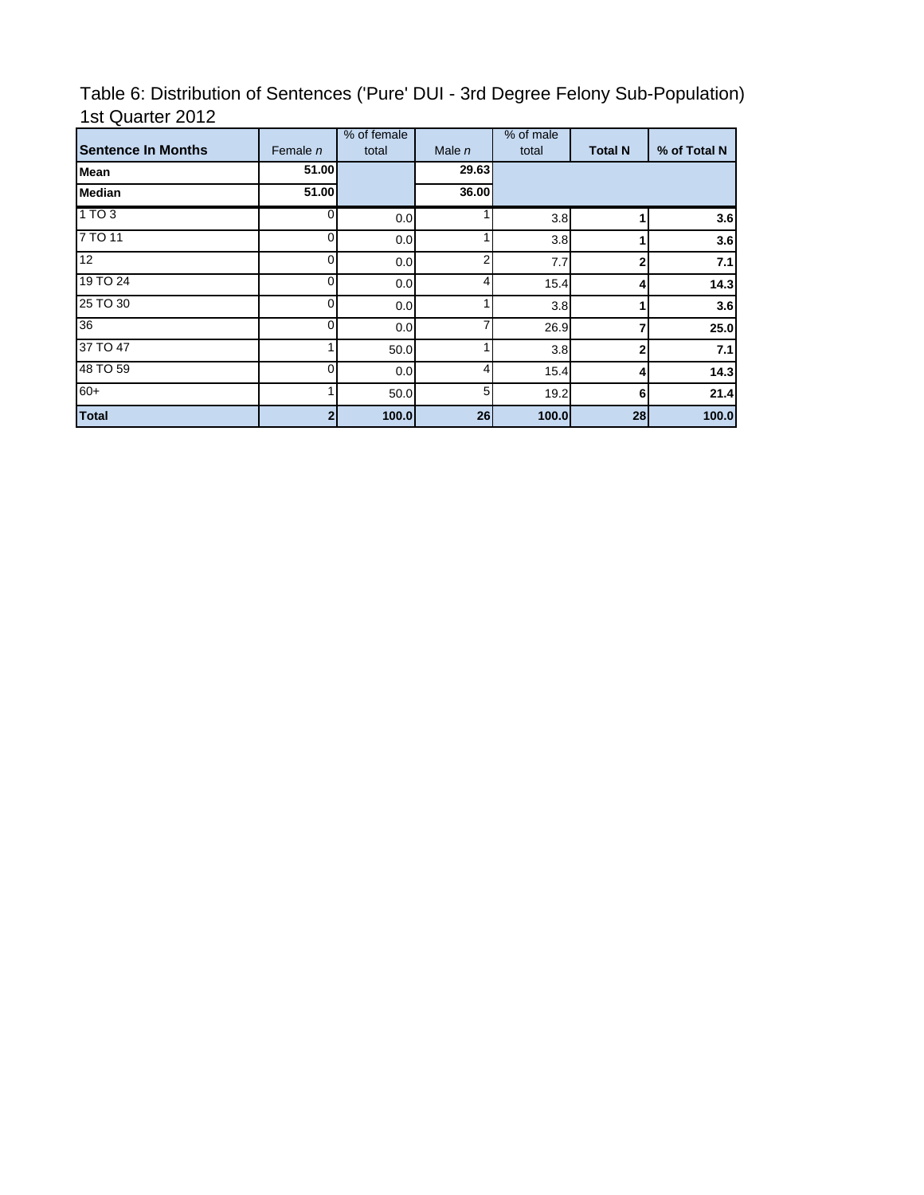Table 6: Distribution of Sentences ('Pure' DUI - 3rd Degree Felony Sub-Population)
1st Quarter 2012

| Sentence In Months | Female *n* | % of female total | Male *n* | % of male total | Total N | % of Total N |
|---|---|---|---|---|---|---|
| **Mean** | **51.00** | | **29.63** | | | |
| **Median** | **51.00** | | **36.00** | | | |
| 1 TO 3 | 0 | 0.0 | 1 | 3.8 | **1** | **3.6** |
| 7 TO 11 | 0 | 0.0 | 1 | 3.8 | **1** | **3.6** |
| 12 | 0 | 0.0 | 2 | 7.7 | **2** | **7.1** |
| 19 TO 24 | 0 | 0.0 | 4 | 15.4 | **4** | **14.3** |
| 25 TO 30 | 0 | 0.0 | 1 | 3.8 | **1** | **3.6** |
| 36 | 0 | 0.0 | 7 | 26.9 | **7** | **25.0** |
| 37 TO 47 | 1 | 50.0 | 1 | 3.8 | **2** | **7.1** |
| 48 TO 59 | 0 | 0.0 | 4 | 15.4 | **4** | **14.3** |
| 60+ | 1 | 50.0 | 5 | 19.2 | **6** | **21.4** |
| **Total** | **2** | **100.0** | **26** | **100.0** | **28** | **100.0** |